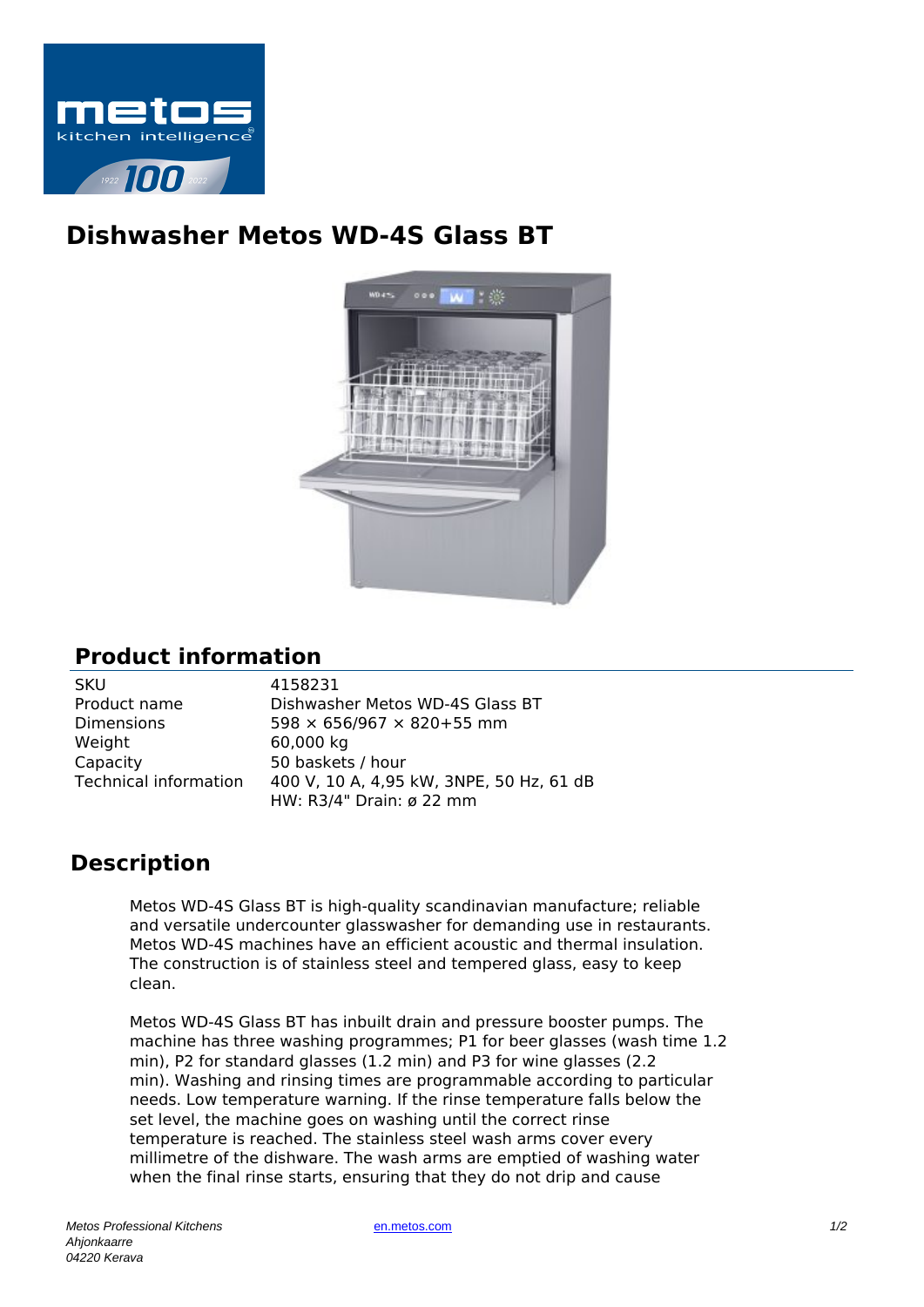# Dishwasher Metos WD-4S Glass BT

## Product information

| | |
|---|---|
| SKU | 4158231 |
| Product name | Dishwasher Metos WD-4S Glass BT |
| Dimensions | 598 × 656/967 × 820+55 mm |
| Weight | 60,000 kg |
| Capacity | 50 baskets / hour |
| Technical information | 400 V, 10 A, 4,95 kW, 3NPE, 50 Hz, 61 dB<br>HW: R3/4" Drain: ø 22 mm |

## Description

Metos WD-4S Glass BT is high-quality scandinavian manufacture; reliable and versatile undercounter glasswasher for demanding use in restaurants. Metos WD-4S machines have an efficient acoustic and thermal insulation. The construction is of stainless steel and tempered glass, easy to keep clean.

Metos WD-4S Glass BT has inbuilt drain and pressure booster pumps. The machine has three washing programmes; P1 for beer glasses (wash time 1.2 min), P2 for standard glasses (1.2 min) and P3 for wine glasses (2.2 min). Washing and rinsing times are programmable according to particular needs. Low temperature warning. If the rinse temperature falls below the set level, the machine goes on washing until the correct rinse temperature is reached. The stainless steel wash arms cover every millimetre of the dishware. The wash arms are emptied of washing water when the final rinse starts, ensuring that they do not drip and cause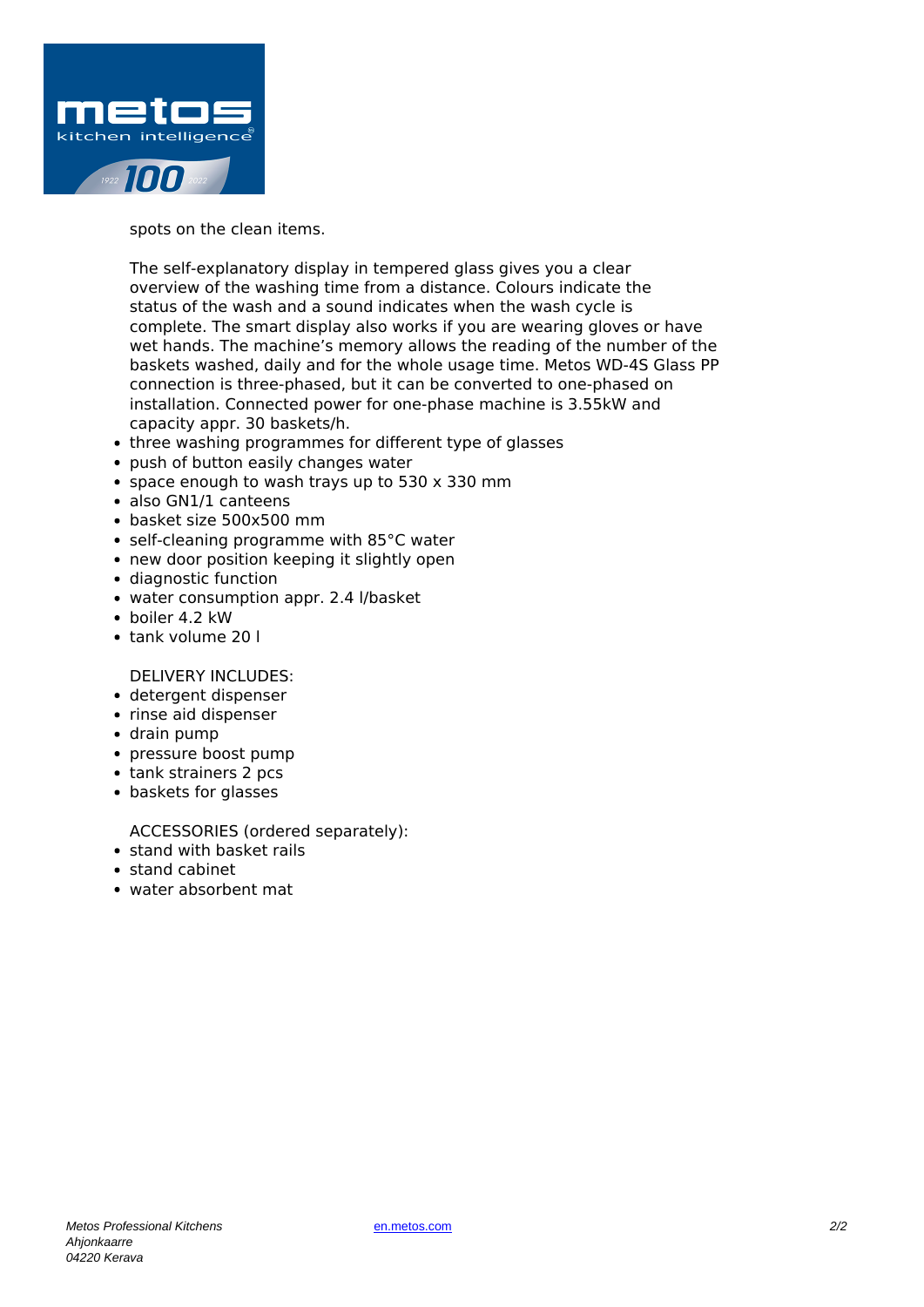spots on the clean items.

The self-explanatory display in tempered glass gives you a clear overview of the washing time from a distance. Colours indicate the status of the wash and a sound indicates when the wash cycle is complete. The smart display also works if you are wearing gloves or have wet hands. The machine's memory allows the reading of the number of the baskets washed, daily and for the whole usage time. Metos WD-4S Glass PP connection is three-phased, but it can be converted to one-phased on installation. Connected power for one-phase machine is 3.55kW and capacity appr. 30 baskets/h.

- three washing programmes for different type of glasses
- push of button easily changes water
- space enough to wash trays up to 530 x 330 mm
- also GN1/1 canteens
- basket size 500x500 mm
- self-cleaning programme with 85°C water
- new door position keeping it slightly open
- diagnostic function
- water consumption appr. 2.4 l/basket
- boiler 4.2 kW
- tank volume 20 l

DELIVERY INCLUDES:

- detergent dispenser
- rinse aid dispenser
- drain pump
- pressure boost pump
- tank strainers 2 pcs
- baskets for glasses

ACCESSORIES (ordered separately):

- stand with basket rails
- stand cabinet
- water absorbent mat

*Metos Professional Kitchens*
*Ahjonkaarre*
*04220 Kerava*

en.metos.com